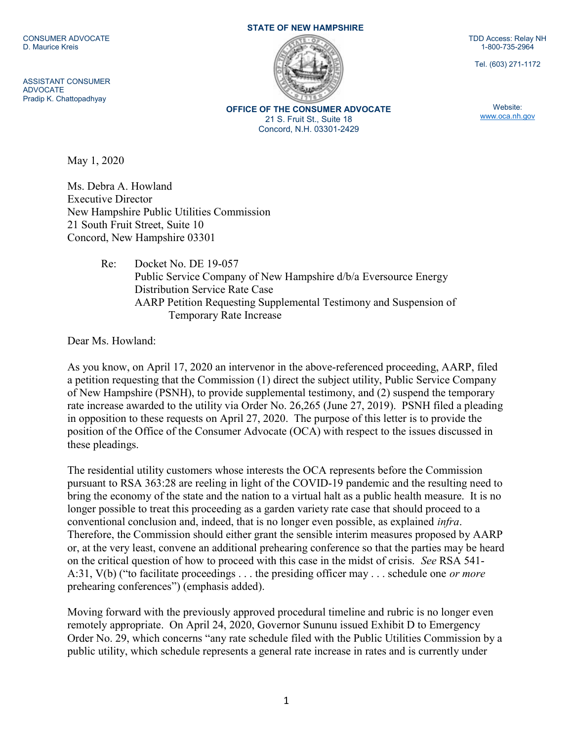CONSUMER ADVOCATE
D. Maurice Kreis

ASSISTANT CONSUMER ADVOCATE
Pradip K. Chattopadhyay

**STATE OF NEW HAMPSHIRE**

**OFFICE OF THE CONSUMER ADVOCATE**
21 S. Fruit St., Suite 18
Concord, N.H. 03301-2429

TDD Access: Relay NH
1-800-735-2964

Tel. (603) 271-1172

Website:
www.oca.nh.gov

May 1, 2020

Ms. Debra A. Howland
Executive Director
New Hampshire Public Utilities Commission
21 South Fruit Street, Suite 10
Concord, New Hampshire 03301

Re: Docket No. DE 19-057
Public Service Company of New Hampshire d/b/a Eversource Energy
Distribution Service Rate Case
AARP Petition Requesting Supplemental Testimony and Suspension of Temporary Rate Increase

Dear Ms. Howland:

As you know, on April 17, 2020 an intervenor in the above-referenced proceeding, AARP, filed a petition requesting that the Commission (1) direct the subject utility, Public Service Company of New Hampshire (PSNH), to provide supplemental testimony, and (2) suspend the temporary rate increase awarded to the utility via Order No. 26,265 (June 27, 2019). PSNH filed a pleading in opposition to these requests on April 27, 2020. The purpose of this letter is to provide the position of the Office of the Consumer Advocate (OCA) with respect to the issues discussed in these pleadings.

The residential utility customers whose interests the OCA represents before the Commission pursuant to RSA 363:28 are reeling in light of the COVID-19 pandemic and the resulting need to bring the economy of the state and the nation to a virtual halt as a public health measure. It is no longer possible to treat this proceeding as a garden variety rate case that should proceed to a conventional conclusion and, indeed, that is no longer even possible, as explained *infra*. Therefore, the Commission should either grant the sensible interim measures proposed by AARP or, at the very least, convene an additional prehearing conference so that the parties may be heard on the critical question of how to proceed with this case in the midst of crisis. *See* RSA 541-A:31, V(b) ("to facilitate proceedings . . . the presiding officer may . . . schedule one *or more* prehearing conferences") (emphasis added).

Moving forward with the previously approved procedural timeline and rubric is no longer even remotely appropriate. On April 24, 2020, Governor Sununu issued Exhibit D to Emergency Order No. 29, which concerns "any rate schedule filed with the Public Utilities Commission by a public utility, which schedule represents a general rate increase in rates and is currently under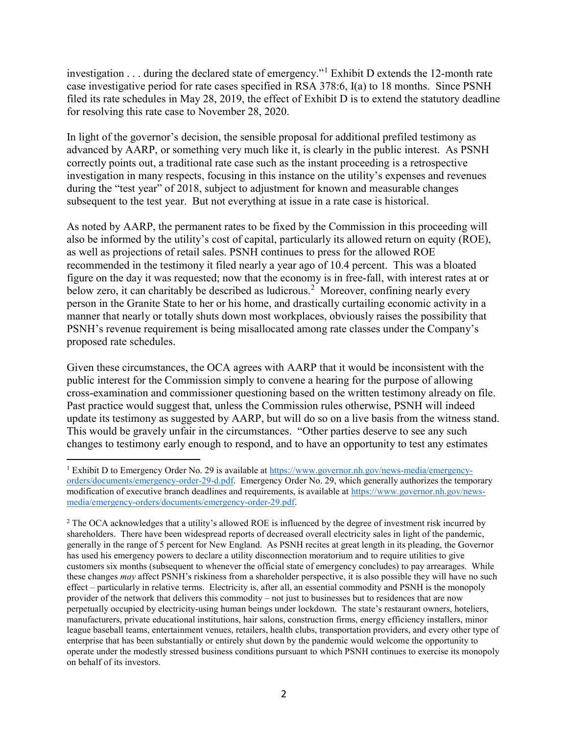investigation . . . during the declared state of emergency."[1] Exhibit D extends the 12-month rate case investigative period for rate cases specified in RSA 378:6, I(a) to 18 months. Since PSNH filed its rate schedules in May 28, 2019, the effect of Exhibit D is to extend the statutory deadline for resolving this rate case to November 28, 2020.

In light of the governor's decision, the sensible proposal for additional prefiled testimony as advanced by AARP, or something very much like it, is clearly in the public interest. As PSNH correctly points out, a traditional rate case such as the instant proceeding is a retrospective investigation in many respects, focusing in this instance on the utility's expenses and revenues during the "test year" of 2018, subject to adjustment for known and measurable changes subsequent to the test year. But not everything at issue in a rate case is historical.

As noted by AARP, the permanent rates to be fixed by the Commission in this proceeding will also be informed by the utility's cost of capital, particularly its allowed return on equity (ROE), as well as projections of retail sales. PSNH continues to press for the allowed ROE recommended in the testimony it filed nearly a year ago of 10.4 percent. This was a bloated figure on the day it was requested; now that the economy is in free-fall, with interest rates at or below zero, it can charitably be described as ludicrous.[2] Moreover, confining nearly every person in the Granite State to her or his home, and drastically curtailing economic activity in a manner that nearly or totally shuts down most workplaces, obviously raises the possibility that PSNH's revenue requirement is being misallocated among rate classes under the Company's proposed rate schedules.

Given these circumstances, the OCA agrees with AARP that it would be inconsistent with the public interest for the Commission simply to convene a hearing for the purpose of allowing cross-examination and commissioner questioning based on the written testimony already on file. Past practice would suggest that, unless the Commission rules otherwise, PSNH will indeed update its testimony as suggested by AARP, but will do so on a live basis from the witness stand. This would be gravely unfair in the circumstances. "Other parties deserve to see any such changes to testimony early enough to respond, and to have an opportunity to test any estimates

---

[1] Exhibit D to Emergency Order No. 29 is available at https://www.governor.nh.gov/news-media/emergency-orders/documents/emergency-order-29-d.pdf. Emergency Order No. 29, which generally authorizes the temporary modification of executive branch deadlines and requirements, is available at https://www.governor.nh.gov/news-media/emergency-orders/documents/emergency-order-29.pdf.

[2] The OCA acknowledges that a utility's allowed ROE is influenced by the degree of investment risk incurred by shareholders. There have been widespread reports of decreased overall electricity sales in light of the pandemic, generally in the range of 5 percent for New England. As PSNH recites at great length in its pleading, the Governor has used his emergency powers to declare a utility disconnection moratorium and to require utilities to give customers six months (subsequent to whenever the official state of emergency concludes) to pay arrearages. While these changes *may* affect PSNH's riskiness from a shareholder perspective, it is also possible they will have no such effect – particularly in relative terms. Electricity is, after all, an essential commodity and PSNH is the monopoly provider of the network that delivers this commodity – not just to businesses but to residences that are now perpetually occupied by electricity-using human beings under lockdown. The state's restaurant owners, hoteliers, manufacturers, private educational institutions, hair salons, construction firms, energy efficiency installers, minor league baseball teams, entertainment venues, retailers, health clubs, transportation providers, and every other type of enterprise that has been substantially or entirely shut down by the pandemic would welcome the opportunity to operate under the modestly stressed business conditions pursuant to which PSNH continues to exercise its monopoly on behalf of its investors.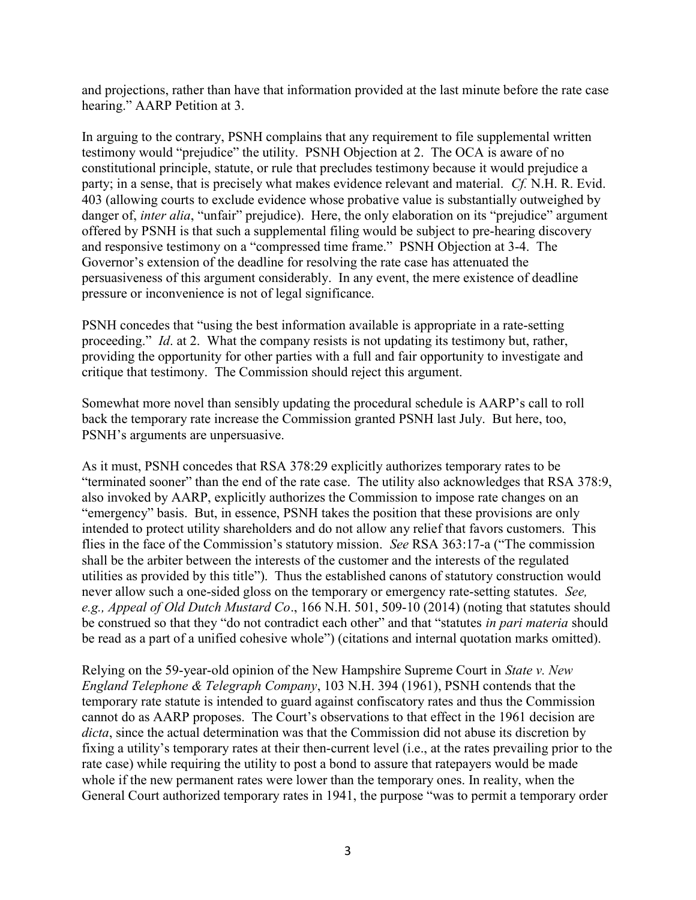and projections, rather than have that information provided at the last minute before the rate case hearing." AARP Petition at 3.

In arguing to the contrary, PSNH complains that any requirement to file supplemental written testimony would "prejudice" the utility. PSNH Objection at 2. The OCA is aware of no constitutional principle, statute, or rule that precludes testimony because it would prejudice a party; in a sense, that is precisely what makes evidence relevant and material. *Cf.* N.H. R. Evid. 403 (allowing courts to exclude evidence whose probative value is substantially outweighed by danger of, *inter alia*, "unfair" prejudice). Here, the only elaboration on its "prejudice" argument offered by PSNH is that such a supplemental filing would be subject to pre-hearing discovery and responsive testimony on a "compressed time frame." PSNH Objection at 3-4. The Governor's extension of the deadline for resolving the rate case has attenuated the persuasiveness of this argument considerably. In any event, the mere existence of deadline pressure or inconvenience is not of legal significance.

PSNH concedes that "using the best information available is appropriate in a rate-setting proceeding." *Id*. at 2. What the company resists is not updating its testimony but, rather, providing the opportunity for other parties with a full and fair opportunity to investigate and critique that testimony. The Commission should reject this argument.

Somewhat more novel than sensibly updating the procedural schedule is AARP's call to roll back the temporary rate increase the Commission granted PSNH last July. But here, too, PSNH's arguments are unpersuasive.

As it must, PSNH concedes that RSA 378:29 explicitly authorizes temporary rates to be "terminated sooner" than the end of the rate case. The utility also acknowledges that RSA 378:9, also invoked by AARP, explicitly authorizes the Commission to impose rate changes on an "emergency" basis. But, in essence, PSNH takes the position that these provisions are only intended to protect utility shareholders and do not allow any relief that favors customers. This flies in the face of the Commission's statutory mission. *See* RSA 363:17-a ("The commission shall be the arbiter between the interests of the customer and the interests of the regulated utilities as provided by this title"). Thus the established canons of statutory construction would never allow such a one-sided gloss on the temporary or emergency rate-setting statutes. *See, e.g., Appeal of Old Dutch Mustard Co*., 166 N.H. 501, 509-10 (2014) (noting that statutes should be construed so that they "do not contradict each other" and that "statutes *in pari materia* should be read as a part of a unified cohesive whole") (citations and internal quotation marks omitted).

Relying on the 59-year-old opinion of the New Hampshire Supreme Court in *State v. New England Telephone & Telegraph Company*, 103 N.H. 394 (1961), PSNH contends that the temporary rate statute is intended to guard against confiscatory rates and thus the Commission cannot do as AARP proposes. The Court's observations to that effect in the 1961 decision are *dicta*, since the actual determination was that the Commission did not abuse its discretion by fixing a utility's temporary rates at their then-current level (i.e., at the rates prevailing prior to the rate case) while requiring the utility to post a bond to assure that ratepayers would be made whole if the new permanent rates were lower than the temporary ones. In reality, when the General Court authorized temporary rates in 1941, the purpose "was to permit a temporary order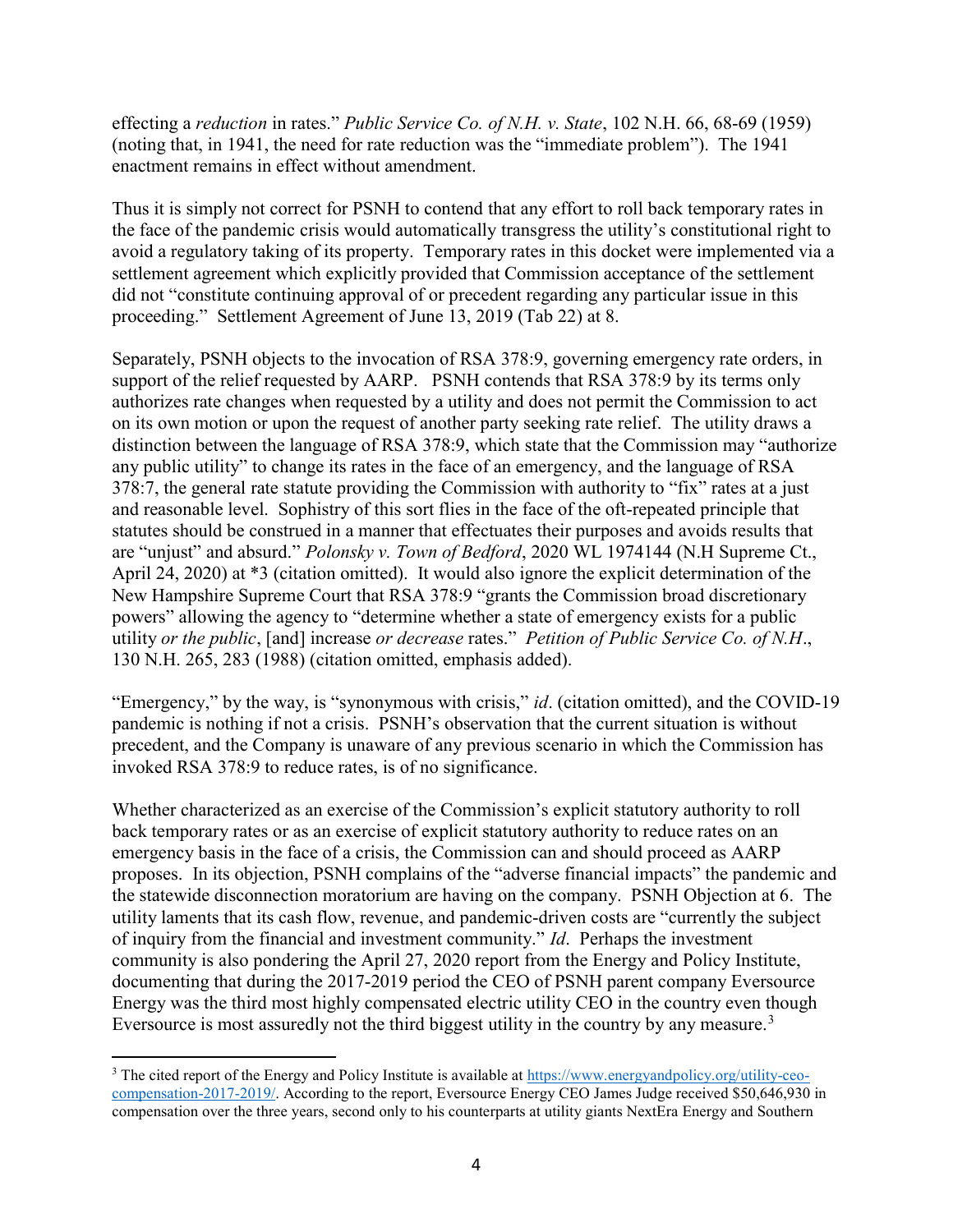effecting a *reduction* in rates." *Public Service Co. of N.H. v. State*, 102 N.H. 66, 68-69 (1959) (noting that, in 1941, the need for rate reduction was the "immediate problem"). The 1941 enactment remains in effect without amendment.

Thus it is simply not correct for PSNH to contend that any effort to roll back temporary rates in the face of the pandemic crisis would automatically transgress the utility's constitutional right to avoid a regulatory taking of its property. Temporary rates in this docket were implemented via a settlement agreement which explicitly provided that Commission acceptance of the settlement did not "constitute continuing approval of or precedent regarding any particular issue in this proceeding." Settlement Agreement of June 13, 2019 (Tab 22) at 8.

Separately, PSNH objects to the invocation of RSA 378:9, governing emergency rate orders, in support of the relief requested by AARP. PSNH contends that RSA 378:9 by its terms only authorizes rate changes when requested by a utility and does not permit the Commission to act on its own motion or upon the request of another party seeking rate relief. The utility draws a distinction between the language of RSA 378:9, which state that the Commission may "authorize any public utility" to change its rates in the face of an emergency, and the language of RSA 378:7, the general rate statute providing the Commission with authority to "fix" rates at a just and reasonable level. Sophistry of this sort flies in the face of the oft-repeated principle that statutes should be construed in a manner that effectuates their purposes and avoids results that are "unjust" and absurd." *Polonsky v. Town of Bedford*, 2020 WL 1974144 (N.H Supreme Ct., April 24, 2020) at *3 (citation omitted). It would also ignore the explicit determination of the New Hampshire Supreme Court that RSA 378:9 "grants the Commission broad discretionary powers" allowing the agency to "determine whether a state of emergency exists for a public utility *or the public*, [and] increase *or decrease* rates." *Petition of Public Service Co. of N.H.*, 130 N.H. 265, 283 (1988) (citation omitted, emphasis added).

"Emergency," by the way, is "synonymous with crisis," *id*. (citation omitted), and the COVID-19 pandemic is nothing if not a crisis. PSNH's observation that the current situation is without precedent, and the Company is unaware of any previous scenario in which the Commission has invoked RSA 378:9 to reduce rates, is of no significance.

Whether characterized as an exercise of the Commission's explicit statutory authority to roll back temporary rates or as an exercise of explicit statutory authority to reduce rates on an emergency basis in the face of a crisis, the Commission can and should proceed as AARP proposes. In its objection, PSNH complains of the "adverse financial impacts" the pandemic and the statewide disconnection moratorium are having on the company. PSNH Objection at 6. The utility laments that its cash flow, revenue, and pandemic-driven costs are "currently the subject of inquiry from the financial and investment community." *Id*. Perhaps the investment community is also pondering the April 27, 2020 report from the Energy and Policy Institute, documenting that during the 2017-2019 period the CEO of PSNH parent company Eversource Energy was the third most highly compensated electric utility CEO in the country even though Eversource is most assuredly not the third biggest utility in the country by any measure.[3]

---

[3] The cited report of the Energy and Policy Institute is available at https://www.energyandpolicy.org/utility-ceo-compensation-2017-2019/. According to the report, Eversource Energy CEO James Judge received $50,646,930 in compensation over the three years, second only to his counterparts at utility giants NextEra Energy and Southern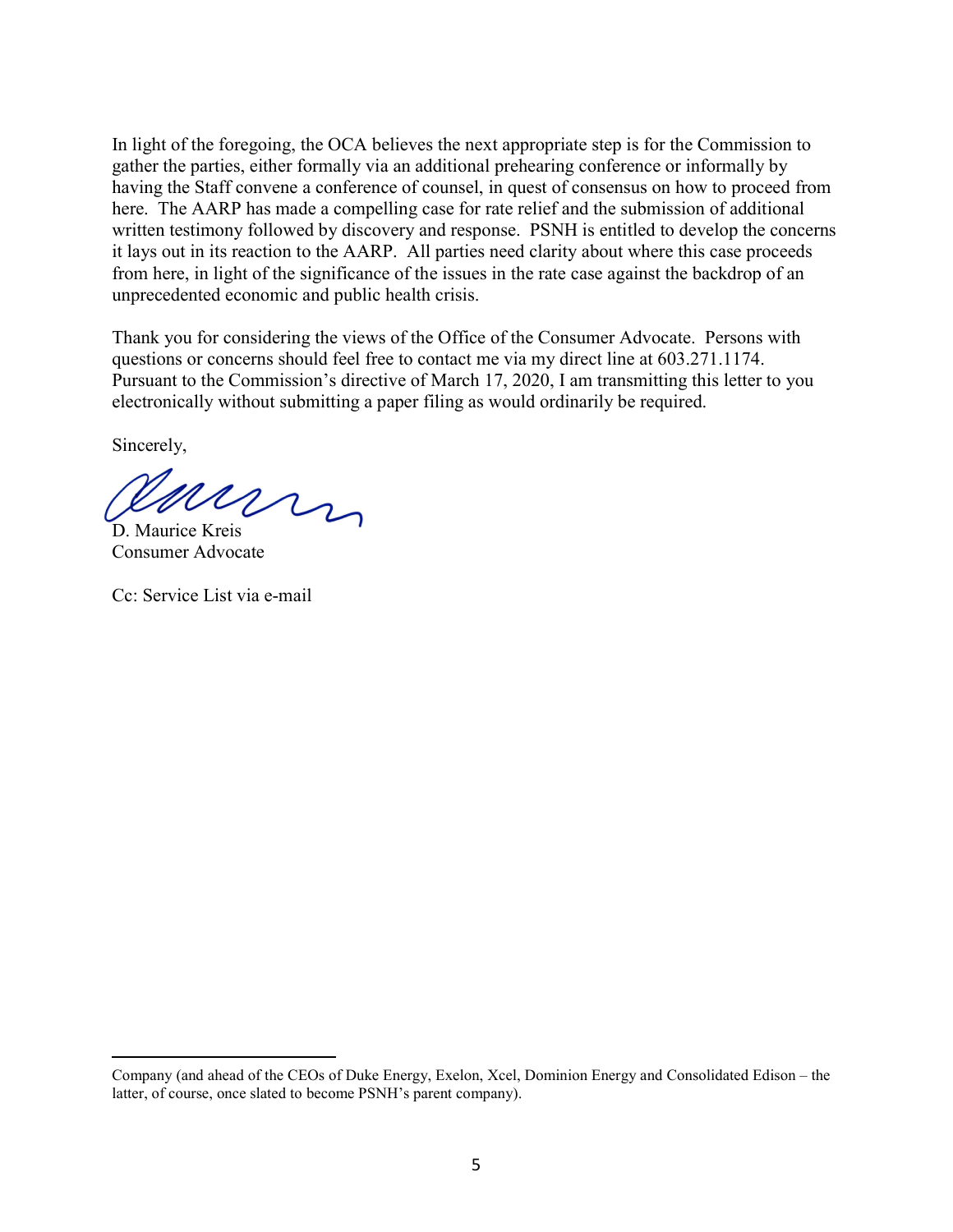In light of the foregoing, the OCA believes the next appropriate step is for the Commission to gather the parties, either formally via an additional prehearing conference or informally by having the Staff convene a conference of counsel, in quest of consensus on how to proceed from here. The AARP has made a compelling case for rate relief and the submission of additional written testimony followed by discovery and response. PSNH is entitled to develop the concerns it lays out in its reaction to the AARP. All parties need clarity about where this case proceeds from here, in light of the significance of the issues in the rate case against the backdrop of an unprecedented economic and public health crisis.

Thank you for considering the views of the Office of the Consumer Advocate. Persons with questions or concerns should feel free to contact me via my direct line at 603.271.1174. Pursuant to the Commission's directive of March 17, 2020, I am transmitting this letter to you electronically without submitting a paper filing as would ordinarily be required.

Sincerely,

D. Maurice Kreis
Consumer Advocate

Cc: Service List via e-mail

---

Company (and ahead of the CEOs of Duke Energy, Exelon, Xcel, Dominion Energy and Consolidated Edison – the latter, of course, once slated to become PSNH's parent company).